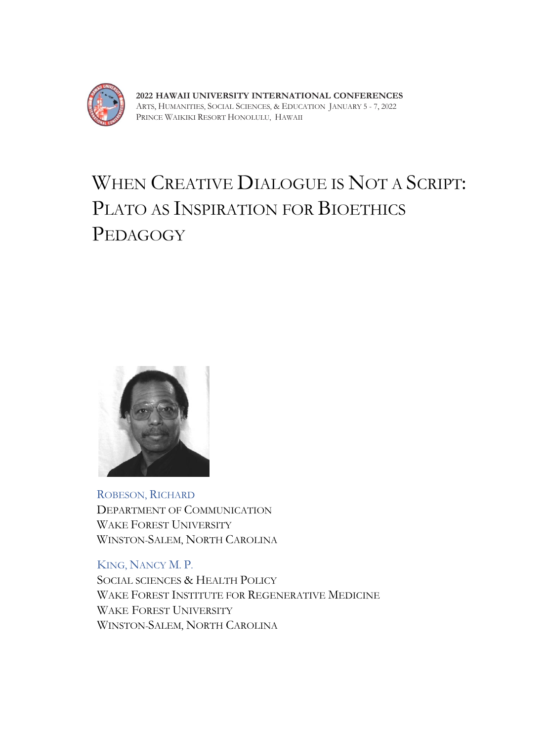2022 HAWAII UNIVERSITY INTERNATIONAL CONFERENCES
ARTS, HUMANITIES, SOCIAL SCIENCES, & EDUCATION JANUARY 5 - 7, 2022
PRINCE WAIKIKI RESORT HONOLULU, HAWAII

# WHEN CREATIVE DIALOGUE IS NOT A SCRIPT: PLATO AS INSPIRATION FOR BIOETHICS PEDAGOGY

ROBESON, RICHARD
DEPARTMENT OF COMMUNICATION
WAKE FOREST UNIVERSITY
WINSTON-SALEM, NORTH CAROLINA

KING, NANCY M. P.
SOCIAL SCIENCES & HEALTH POLICY
WAKE FOREST INSTITUTE FOR REGENERATIVE MEDICINE
WAKE FOREST UNIVERSITY
WINSTON-SALEM, NORTH CAROLINA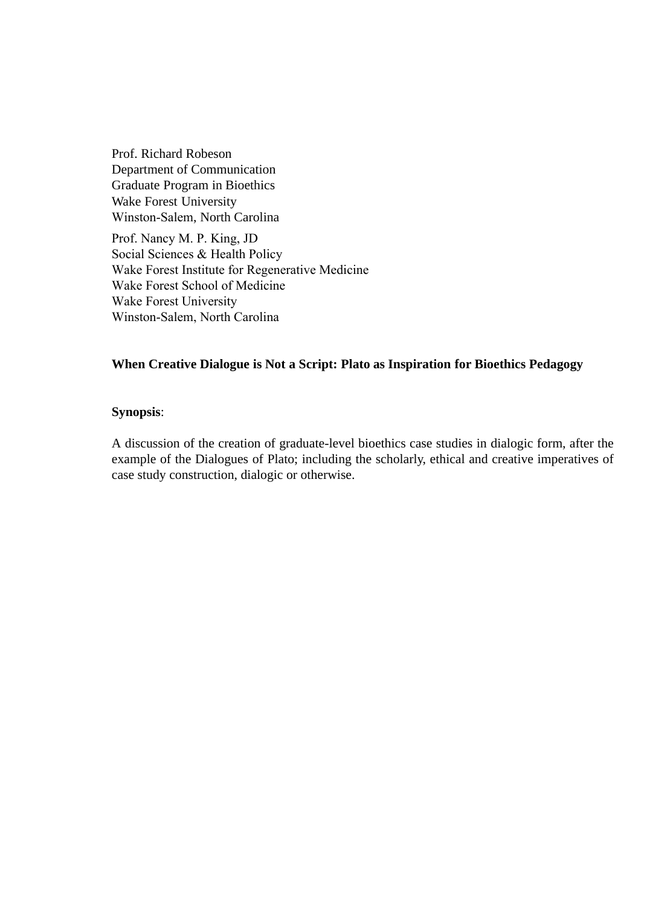Prof. Richard Robeson
Department of Communication
Graduate Program in Bioethics
Wake Forest University
Winston-Salem, North Carolina

Prof. Nancy M. P. King, JD
Social Sciences & Health Policy
Wake Forest Institute for Regenerative Medicine
Wake Forest School of Medicine
Wake Forest University
Winston-Salem, North Carolina

**When Creative Dialogue is Not a Script: Plato as Inspiration for Bioethics Pedagogy**

**Synopsis**:

A discussion of the creation of graduate-level bioethics case studies in dialogic form, after the example of the Dialogues of Plato; including the scholarly, ethical and creative imperatives of case study construction, dialogic or otherwise.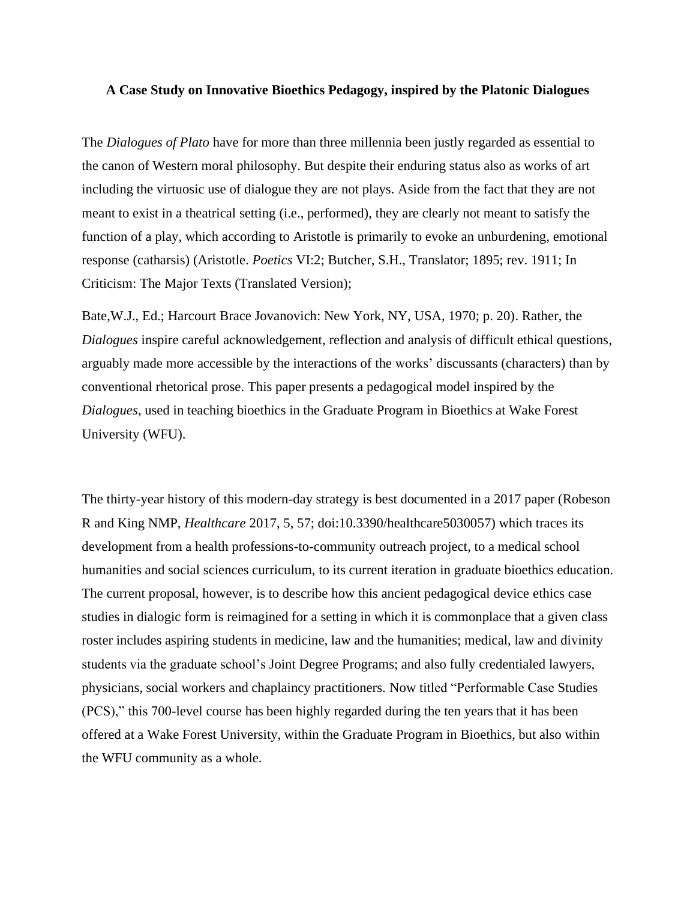**A Case Study on Innovative Bioethics Pedagogy, inspired by the Platonic Dialogues**

The *Dialogues of Plato* have for more than three millennia been justly regarded as essential to the canon of Western moral philosophy. But despite their enduring status also as works of art including the virtuosic use of dialogue they are not plays. Aside from the fact that they are not meant to exist in a theatrical setting (i.e., performed), they are clearly not meant to satisfy the function of a play, which according to Aristotle is primarily to evoke an unburdening, emotional response (catharsis) (Aristotle. *Poetics* VI:2; Butcher, S.H., Translator; 1895; rev. 1911; In Criticism: The Major Texts (Translated Version);

Bate,W.J., Ed.; Harcourt Brace Jovanovich: New York, NY, USA, 1970; p. 20). Rather, the *Dialogues* inspire careful acknowledgement, reflection and analysis of difficult ethical questions, arguably made more accessible by the interactions of the works' discussants (characters) than by conventional rhetorical prose. This paper presents a pedagogical model inspired by the *Dialogues*, used in teaching bioethics in the Graduate Program in Bioethics at Wake Forest University (WFU).

The thirty-year history of this modern-day strategy is best documented in a 2017 paper (Robeson R and King NMP, *Healthcare* 2017, 5, 57; doi:10.3390/healthcare5030057) which traces its development from a health professions-to-community outreach project, to a medical school humanities and social sciences curriculum, to its current iteration in graduate bioethics education. The current proposal, however, is to describe how this ancient pedagogical device ethics case studies in dialogic form is reimagined for a setting in which it is commonplace that a given class roster includes aspiring students in medicine, law and the humanities; medical, law and divinity students via the graduate school's Joint Degree Programs; and also fully credentialed lawyers, physicians, social workers and chaplaincy practitioners. Now titled "Performable Case Studies (PCS)," this 700-level course has been highly regarded during the ten years that it has been offered at a Wake Forest University, within the Graduate Program in Bioethics, but also within the WFU community as a whole.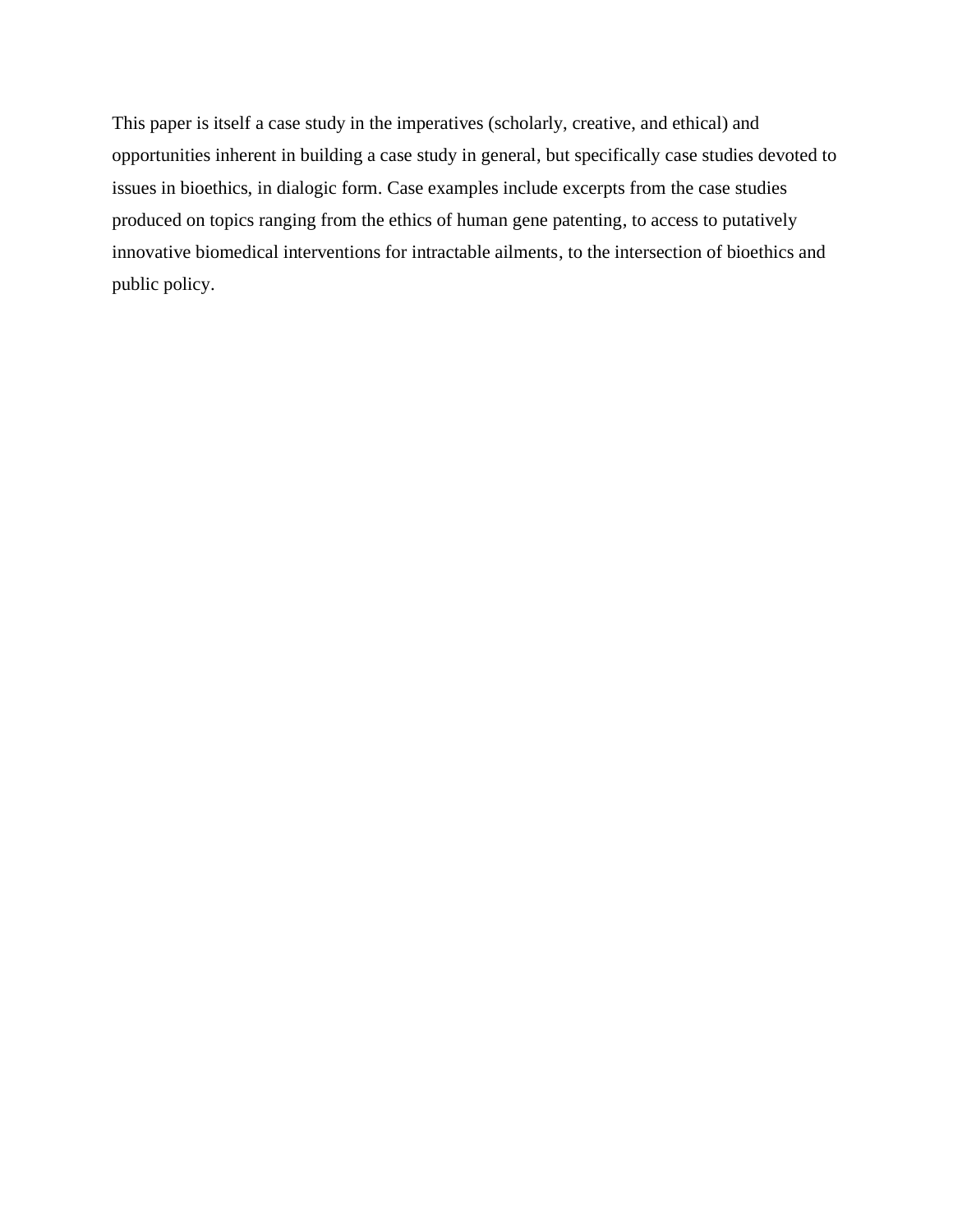This paper is itself a case study in the imperatives (scholarly, creative, and ethical) and opportunities inherent in building a case study in general, but specifically case studies devoted to issues in bioethics, in dialogic form. Case examples include excerpts from the case studies produced on topics ranging from the ethics of human gene patenting, to access to putatively innovative biomedical interventions for intractable ailments, to the intersection of bioethics and public policy.